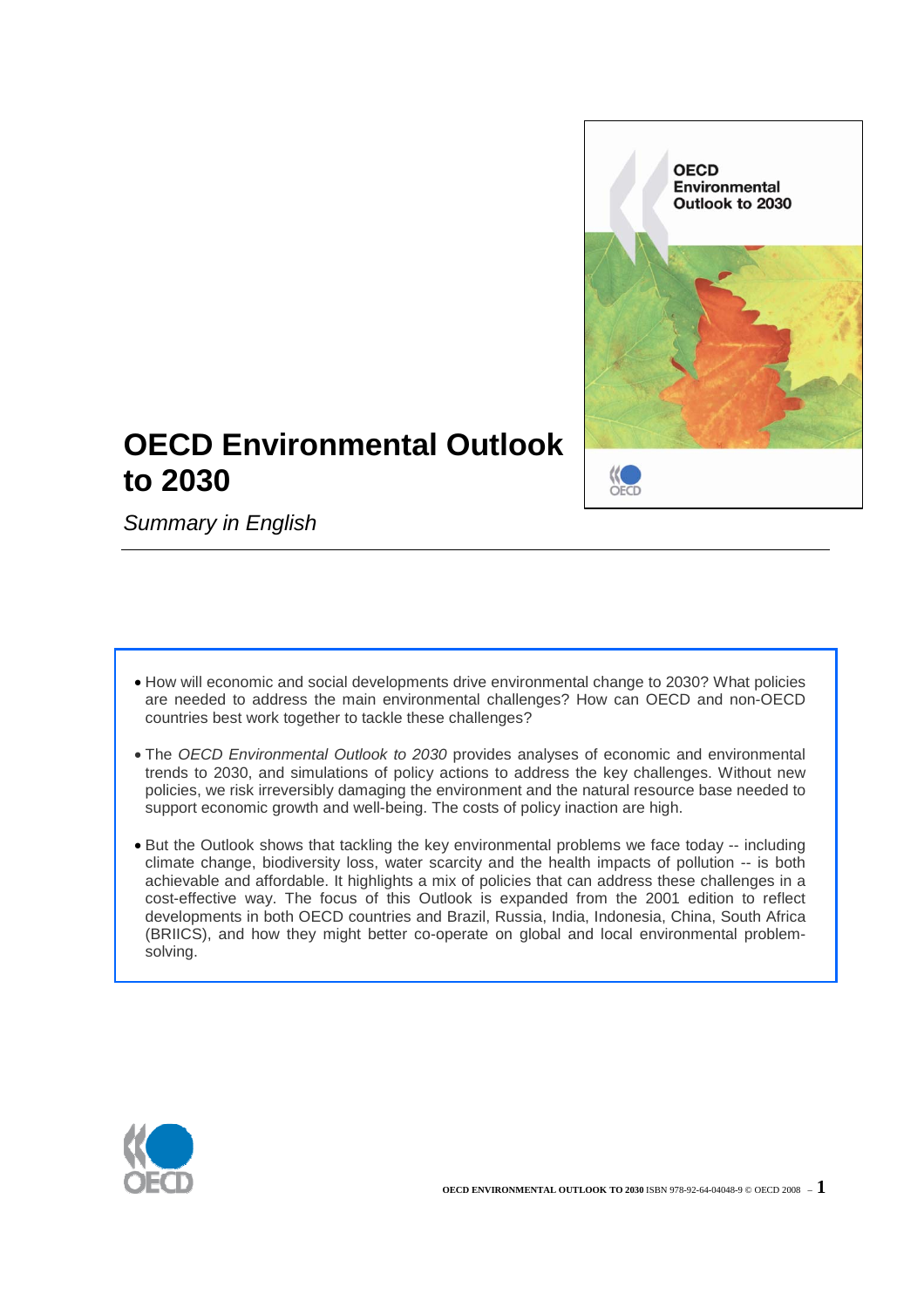# OECD Environmental Outlook to 2030

*Summary in English*

- How will economic and social developments drive environmental change to 2030? What policies are needed to address the main environmental challenges? How can OECD and non-OECD countries best work together to tackle these challenges?

- The *OECD Environmental Outlook to 2030* provides analyses of economic and environmental trends to 2030, and simulations of policy actions to address the key challenges. Without new policies, we risk irreversibly damaging the environment and the natural resource base needed to support economic growth and well-being. The costs of policy inaction are high.

- But the Outlook shows that tackling the key environmental problems we face today -- including climate change, biodiversity loss, water scarcity and the health impacts of pollution -- is both achievable and affordable. It highlights a mix of policies that can address these challenges in a cost-effective way. The focus of this Outlook is expanded from the 2001 edition to reflect developments in both OECD countries and Brazil, Russia, India, Indonesia, China, South Africa (BRIICS), and how they might better co-operate on global and local environmental problem-solving.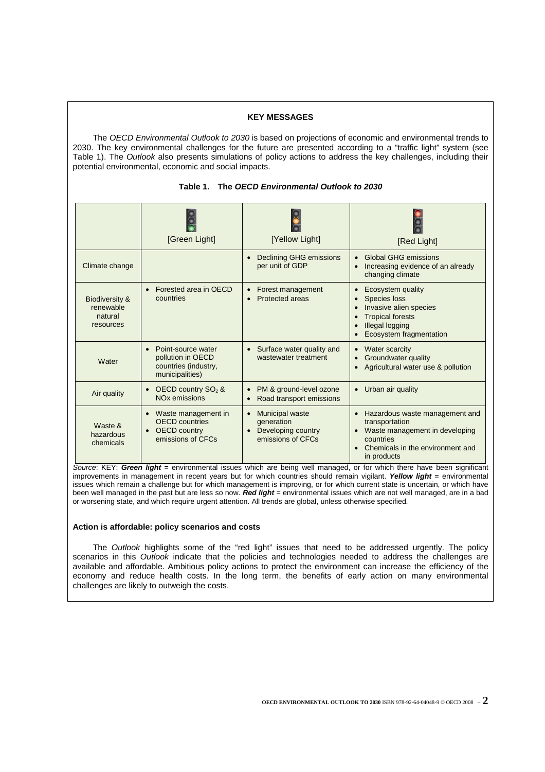**KEY MESSAGES**

The *OECD Environmental Outlook to 2030* is based on projections of economic and environmental trends to 2030. The key environmental challenges for the future are presented according to a "traffic light" system (see Table 1). The *Outlook* also presents simulations of policy actions to address the key challenges, including their potential environmental, economic and social impacts.

**Table 1. The *OECD Environmental Outlook to 2030***

| | [Green Light] | [Yellow Light] | [Red Light] |
|---|---|---|---|
| Climate change | | • Declining GHG emissions per unit of GDP | • Global GHG emissions<br>• Increasing evidence of an already changing climate |
| Biodiversity & renewable natural resources | • Forested area in OECD countries | • Forest management<br>• Protected areas | • Ecosystem quality<br>• Species loss<br>• Invasive alien species<br>• Tropical forests<br>• Illegal logging<br>• Ecosystem fragmentation |
| Water | • Point-source water pollution in OECD countries (industry, municipalities) | • Surface water quality and wastewater treatment | • Water scarcity<br>• Groundwater quality<br>• Agricultural water use & pollution |
| Air quality | • OECD country $SO_2$ & $NO_x$ emissions | • PM & ground-level ozone<br>• Road transport emissions | • Urban air quality |
| Waste & hazardous chemicals | • Waste management in OECD countries<br>• OECD country emissions of CFCs | • Municipal waste generation<br>• Developing country emissions of CFCs | • Hazardous waste management and transportation<br>• Waste management in developing countries<br>• Chemicals in the environment and in products |

*Source*: KEY: ***Green light*** = environmental issues which are being well managed, or for which there have been significant improvements in management in recent years but for which countries should remain vigilant. ***Yellow light*** = environmental issues which remain a challenge but for which management is improving, or for which current state is uncertain, or which have been well managed in the past but are less so now. ***Red light*** = environmental issues which are not well managed, are in a bad or worsening state, and which require urgent attention. All trends are global, unless otherwise specified.

**Action is affordable: policy scenarios and costs**

The *Outlook* highlights some of the "red light" issues that need to be addressed urgently. The policy scenarios in this *Outlook* indicate that the policies and technologies needed to address the challenges are available and affordable. Ambitious policy actions to protect the environment can increase the efficiency of the economy and reduce health costs. In the long term, the benefits of early action on many environmental challenges are likely to outweigh the costs.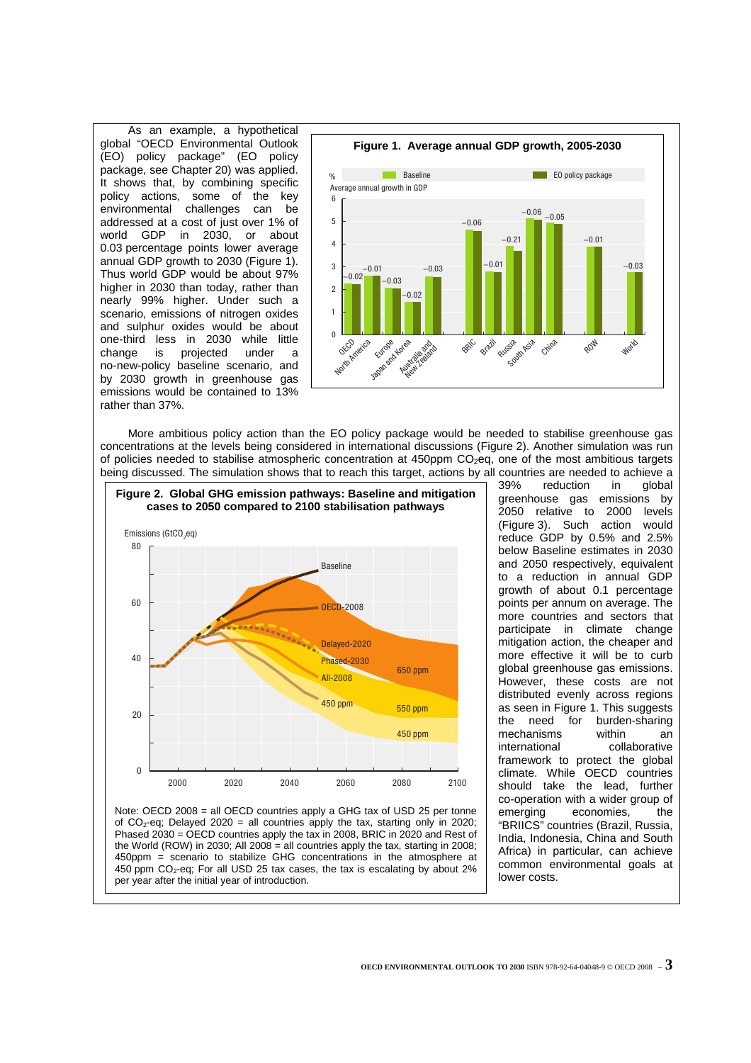As an example, a hypothetical global "OECD Environmental Outlook (EO) policy package" (EO policy package, see Chapter 20) was applied. It shows that, by combining specific policy actions, some of the key environmental challenges can be addressed at a cost of just over 1% of world GDP in 2030, or about 0.03 percentage points lower average annual GDP growth to 2030 (Figure 1). Thus world GDP would be about 97% higher in 2030 than today, rather than nearly 99% higher. Under such a scenario, emissions of nitrogen oxides and sulphur oxides would be about one-third less in 2030 while little change is projected under a no-new-policy baseline scenario, and by 2030 growth in greenhouse gas emissions would be contained to 13% rather than 37%.

**Figure 1. Average annual GDP growth, 2005-2030**

More ambitious policy action than the EO policy package would be needed to stabilise greenhouse gas concentrations at the levels being considered in international discussions (Figure 2). Another simulation was run of policies needed to stabilise atmospheric concentration at 450ppm $CO_2$eq, one of the most ambitious targets being discussed. The simulation shows that to reach this target, actions by all countries are needed to achieve a 39% reduction in global greenhouse gas emissions by 2050 relative to 2000 levels (Figure 3). Such action would reduce GDP by 0.5% and 2.5% below Baseline estimates in 2030 and 2050 respectively, equivalent to a reduction in annual GDP growth of about 0.1 percentage points per annum on average. The more countries and sectors that participate in climate change mitigation action, the cheaper and more effective it will be to curb global greenhouse gas emissions. However, these costs are not distributed evenly across regions as seen in Figure 1. This suggests the need for burden-sharing mechanisms within an international collaborative framework to protect the global climate. While OECD countries should take the lead, further co-operation with a wider group of emerging economies, the "BRIICS" countries (Brazil, Russia, India, Indonesia, China and South Africa) in particular, can achieve common environmental goals at lower costs.

**Figure 2. Global GHG emission pathways: Baseline and mitigation cases to 2050 compared to 2100 stabilisation pathways**

Note: OECD 2008 = all OECD countries apply a GHG tax of USD 25 per tonne of $CO_2$-eq; Delayed 2020 = all countries apply the tax, starting only in 2020; Phased 2030 = OECD countries apply the tax in 2008, BRIC in 2020 and Rest of the World (ROW) in 2030; All 2008 = all countries apply the tax, starting in 2008; 450ppm = scenario to stabilize GHG concentrations in the atmosphere at 450 ppm $CO_2$-eq; For all USD 25 tax cases, the tax is escalating by about 2% per year after the initial year of introduction.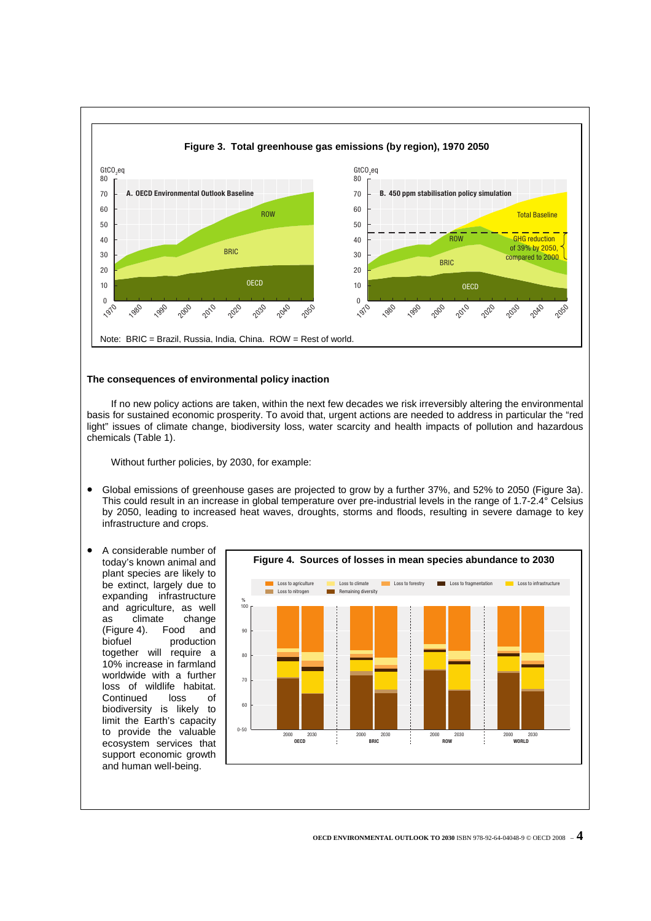**Figure 3. Total greenhouse gas emissions (by region), 1970 2050**

Note: BRIC = Brazil, Russia, India, China. ROW = Rest of world.

### The consequences of environmental policy inaction

If no new policy actions are taken, within the next few decades we risk irreversibly altering the environmental basis for sustained economic prosperity. To avoid that, urgent actions are needed to address in particular the "red light" issues of climate change, biodiversity loss, water scarcity and health impacts of pollution and hazardous chemicals (Table 1).

Without further policies, by 2030, for example:

- Global emissions of greenhouse gases are projected to grow by a further 37%, and 52% to 2050 (Figure 3a). This could result in an increase in global temperature over pre-industrial levels in the range of 1.7-2.4° Celsius by 2050, leading to increased heat waves, droughts, storms and floods, resulting in severe damage to key infrastructure and crops.

- A considerable number of today's known animal and plant species are likely to be extinct, largely due to expanding infrastructure and agriculture, as well as climate change (Figure 4). Food and biofuel production together will require a 10% increase in farmland worldwide with a further loss of wildlife habitat. Continued loss of biodiversity is likely to limit the Earth's capacity to provide the valuable ecosystem services that support economic growth and human well-being.

**Figure 4. Sources of losses in mean species abundance to 2030**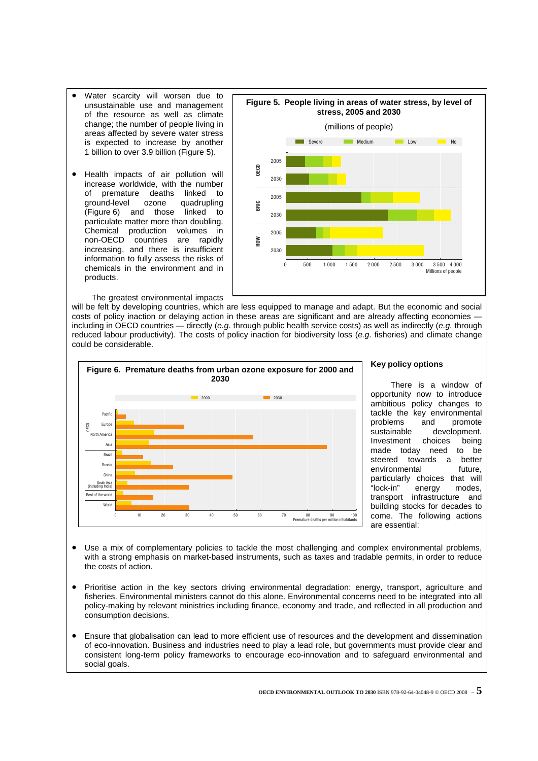- Water scarcity will worsen due to unsustainable use and management of the resource as well as climate change; the number of people living in areas affected by severe water stress is expected to increase by another 1 billion to over 3.9 billion (Figure 5).

- Health impacts of air pollution will increase worldwide, with the number of premature deaths linked to ground-level ozone quadrupling (Figure 6) and those linked to particulate matter more than doubling. Chemical production volumes in non-OECD countries are rapidly increasing, and there is insufficient information to fully assess the risks of chemicals in the environment and in products.

**Figure 5. People living in areas of water stress, by level of stress, 2005 and 2030**

(millions of people)

Severe
Medium
Low
No

OECD
2005
2030
BRIC
2005
2030
ROW
2005
2030

0
500
1 000
1 500
2 000
2 500
3 000
3 500
4 000
Millions of people

The greatest environmental impacts will be felt by developing countries, which are less equipped to manage and adapt. But the economic and social costs of policy inaction or delaying action in these areas are significant and are already affecting economies — including in OECD countries — directly (*e.g.* through public health service costs) as well as indirectly (*e.g.* through reduced labour productivity). The costs of policy inaction for biodiversity loss (*e.g.* fisheries) and climate change could be considerable.

**Figure 6. Premature deaths from urban ozone exposure for 2000 and 2030**

2000
2030

OECD
Pacific
Europe
North America
Asia
Brazil
Russia
China
South Asia (including India)
Rest of the world
World

0
10
20
30
40
50
60
70
80
90
100
Premature deaths per million inhabitants

### Key policy options

There is a window of opportunity now to introduce ambitious policy changes to tackle the key environmental problems and promote sustainable development. Investment choices being made today need to be steered towards a better environmental future, particularly choices that will "lock-in" energy modes, transport infrastructure and building stocks for decades to come. The following actions are essential:

- Use a mix of complementary policies to tackle the most challenging and complex environmental problems, with a strong emphasis on market-based instruments, such as taxes and tradable permits, in order to reduce the costs of action.

- Prioritise action in the key sectors driving environmental degradation: energy, transport, agriculture and fisheries. Environmental ministers cannot do this alone. Environmental concerns need to be integrated into all policy-making by relevant ministries including finance, economy and trade, and reflected in all production and consumption decisions.

- Ensure that globalisation can lead to more efficient use of resources and the development and dissemination of eco-innovation. Business and industries need to play a lead role, but governments must provide clear and consistent long-term policy frameworks to encourage eco-innovation and to safeguard environmental and social goals.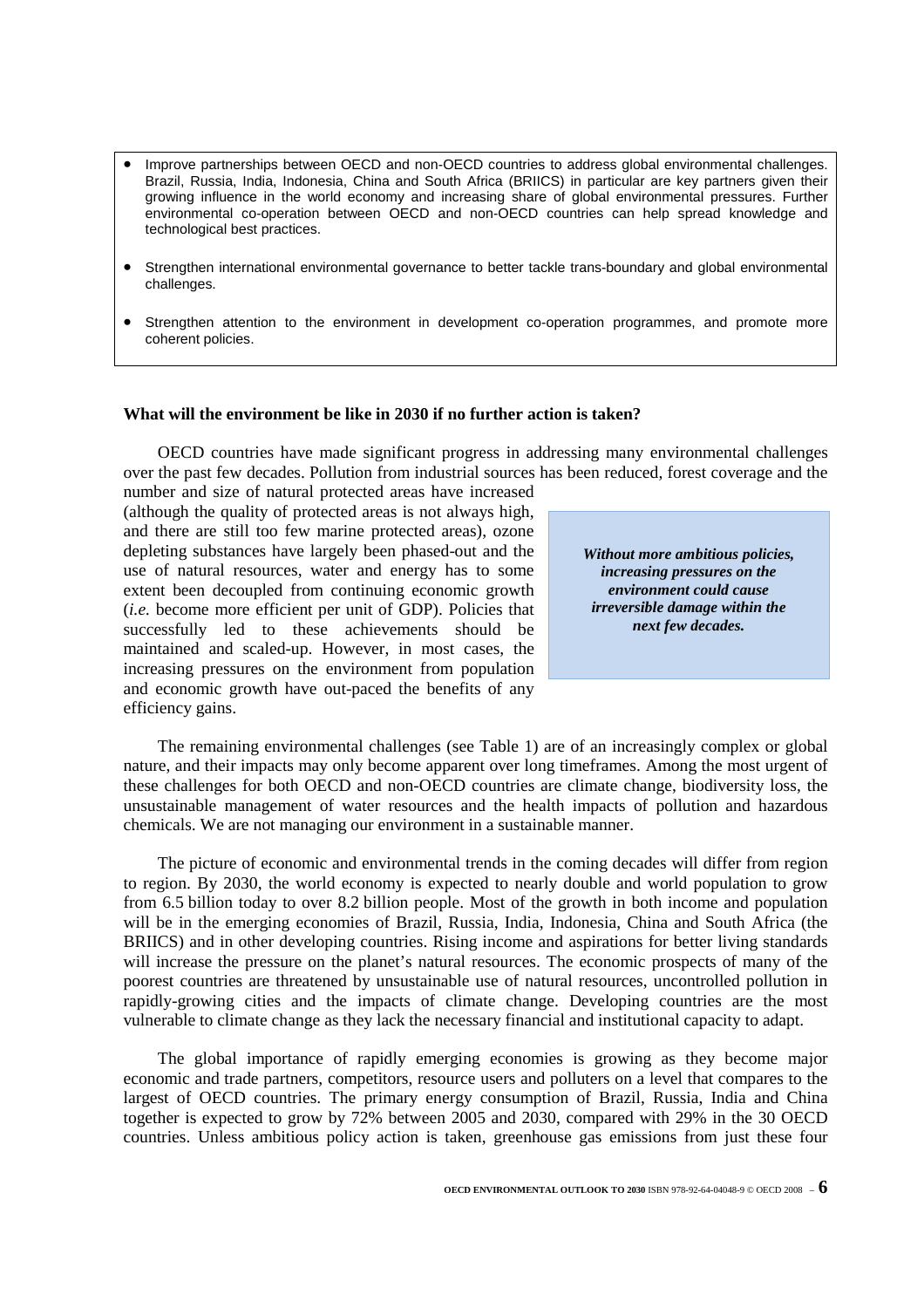- Improve partnerships between OECD and non-OECD countries to address global environmental challenges. Brazil, Russia, India, Indonesia, China and South Africa (BRIICS) in particular are key partners given their growing influence in the world economy and increasing share of global environmental pressures. Further environmental co-operation between OECD and non-OECD countries can help spread knowledge and technological best practices.

- Strengthen international environmental governance to better tackle trans-boundary and global environmental challenges.

- Strengthen attention to the environment in development co-operation programmes, and promote more coherent policies.

**What will the environment be like in 2030 if no further action is taken?**

OECD countries have made significant progress in addressing many environmental challenges over the past few decades. Pollution from industrial sources has been reduced, forest coverage and the number and size of natural protected areas have increased (although the quality of protected areas is not always high, and there are still too few marine protected areas), ozone depleting substances have largely been phased-out and the use of natural resources, water and energy has to some extent been decoupled from continuing economic growth (*i.e.* become more efficient per unit of GDP). Policies that successfully led to these achievements should be maintained and scaled-up. However, in most cases, the increasing pressures on the environment from population and economic growth have out-paced the benefits of any efficiency gains.

***Without more ambitious policies, increasing pressures on the environment could cause irreversible damage within the next few decades.***

The remaining environmental challenges (see Table 1) are of an increasingly complex or global nature, and their impacts may only become apparent over long timeframes. Among the most urgent of these challenges for both OECD and non-OECD countries are climate change, biodiversity loss, the unsustainable management of water resources and the health impacts of pollution and hazardous chemicals. We are not managing our environment in a sustainable manner.

The picture of economic and environmental trends in the coming decades will differ from region to region. By 2030, the world economy is expected to nearly double and world population to grow from 6.5 billion today to over 8.2 billion people. Most of the growth in both income and population will be in the emerging economies of Brazil, Russia, India, Indonesia, China and South Africa (the BRIICS) and in other developing countries. Rising income and aspirations for better living standards will increase the pressure on the planet's natural resources. The economic prospects of many of the poorest countries are threatened by unsustainable use of natural resources, uncontrolled pollution in rapidly-growing cities and the impacts of climate change. Developing countries are the most vulnerable to climate change as they lack the necessary financial and institutional capacity to adapt.

The global importance of rapidly emerging economies is growing as they become major economic and trade partners, competitors, resource users and polluters on a level that compares to the largest of OECD countries. The primary energy consumption of Brazil, Russia, India and China together is expected to grow by 72% between 2005 and 2030, compared with 29% in the 30 OECD countries. Unless ambitious policy action is taken, greenhouse gas emissions from just these four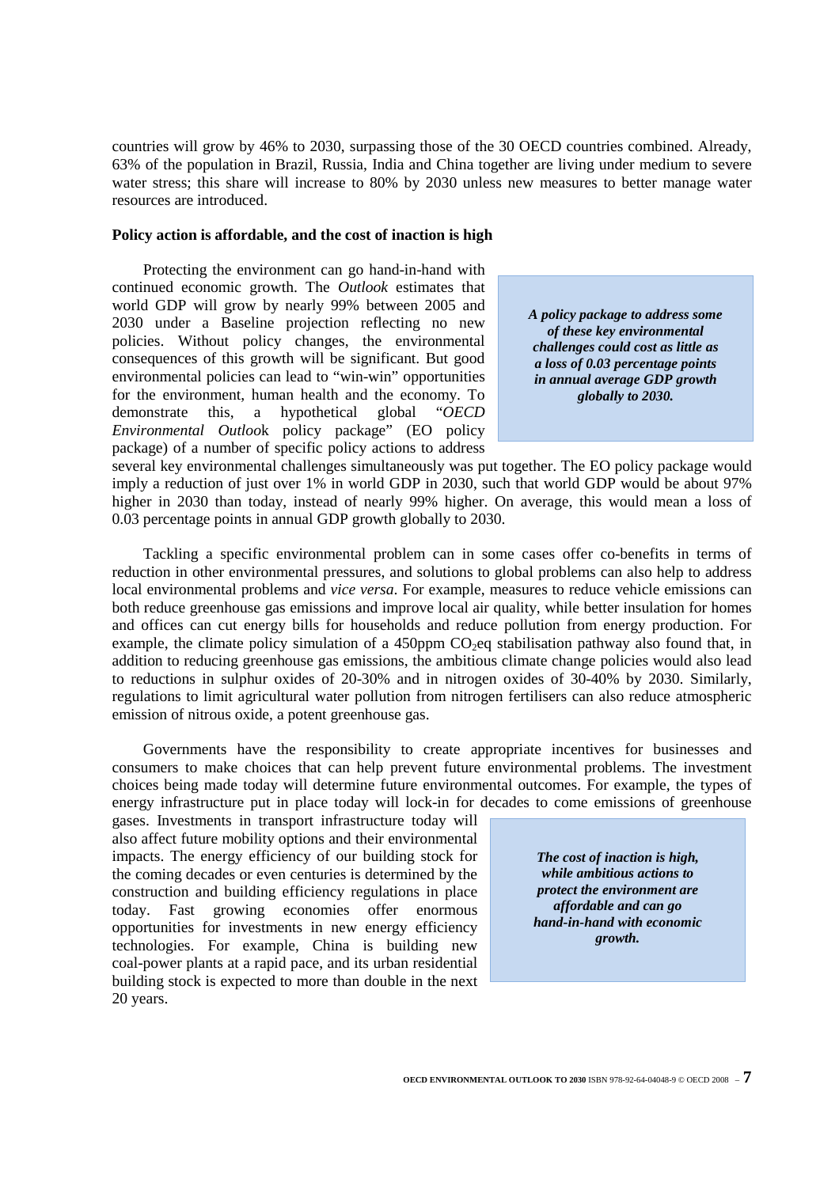countries will grow by 46% to 2030, surpassing those of the 30 OECD countries combined. Already, 63% of the population in Brazil, Russia, India and China together are living under medium to severe water stress; this share will increase to 80% by 2030 unless new measures to better manage water resources are introduced.

**Policy action is affordable, and the cost of inaction is high**

Protecting the environment can go hand-in-hand with continued economic growth. The *Outlook* estimates that world GDP will grow by nearly 99% between 2005 and 2030 under a Baseline projection reflecting no new policies. Without policy changes, the environmental consequences of this growth will be significant. But good environmental policies can lead to "win-win" opportunities for the environment, human health and the economy. To demonstrate this, a hypothetical global "*OECD Environmental Outlook* policy package" (EO policy package) of a number of specific policy actions to address several key environmental challenges simultaneously was put together. The EO policy package would imply a reduction of just over 1% in world GDP in 2030, such that world GDP would be about 97% higher in 2030 than today, instead of nearly 99% higher. On average, this would mean a loss of 0.03 percentage points in annual GDP growth globally to 2030.

> ***A policy package to address some of these key environmental challenges could cost as little as a loss of 0.03 percentage points in annual average GDP growth globally to 2030.***

Tackling a specific environmental problem can in some cases offer co-benefits in terms of reduction in other environmental pressures, and solutions to global problems can also help to address local environmental problems and *vice versa*. For example, measures to reduce vehicle emissions can both reduce greenhouse gas emissions and improve local air quality, while better insulation for homes and offices can cut energy bills for households and reduce pollution from energy production. For example, the climate policy simulation of a 450ppm $CO_2$eq stabilisation pathway also found that, in addition to reducing greenhouse gas emissions, the ambitious climate change policies would also lead to reductions in sulphur oxides of 20-30% and in nitrogen oxides of 30-40% by 2030. Similarly, regulations to limit agricultural water pollution from nitrogen fertilisers can also reduce atmospheric emission of nitrous oxide, a potent greenhouse gas.

Governments have the responsibility to create appropriate incentives for businesses and consumers to make choices that can help prevent future environmental problems. The investment choices being made today will determine future environmental outcomes. For example, the types of energy infrastructure put in place today will lock-in for decades to come emissions of greenhouse gases. Investments in transport infrastructure today will also affect future mobility options and their environmental impacts. The energy efficiency of our building stock for the coming decades or even centuries is determined by the construction and building efficiency regulations in place today. Fast growing economies offer enormous opportunities for investments in new energy efficiency technologies. For example, China is building new coal-power plants at a rapid pace, and its urban residential building stock is expected to more than double in the next 20 years.

> ***The cost of inaction is high, while ambitious actions to protect the environment are affordable and can go hand-in-hand with economic growth.***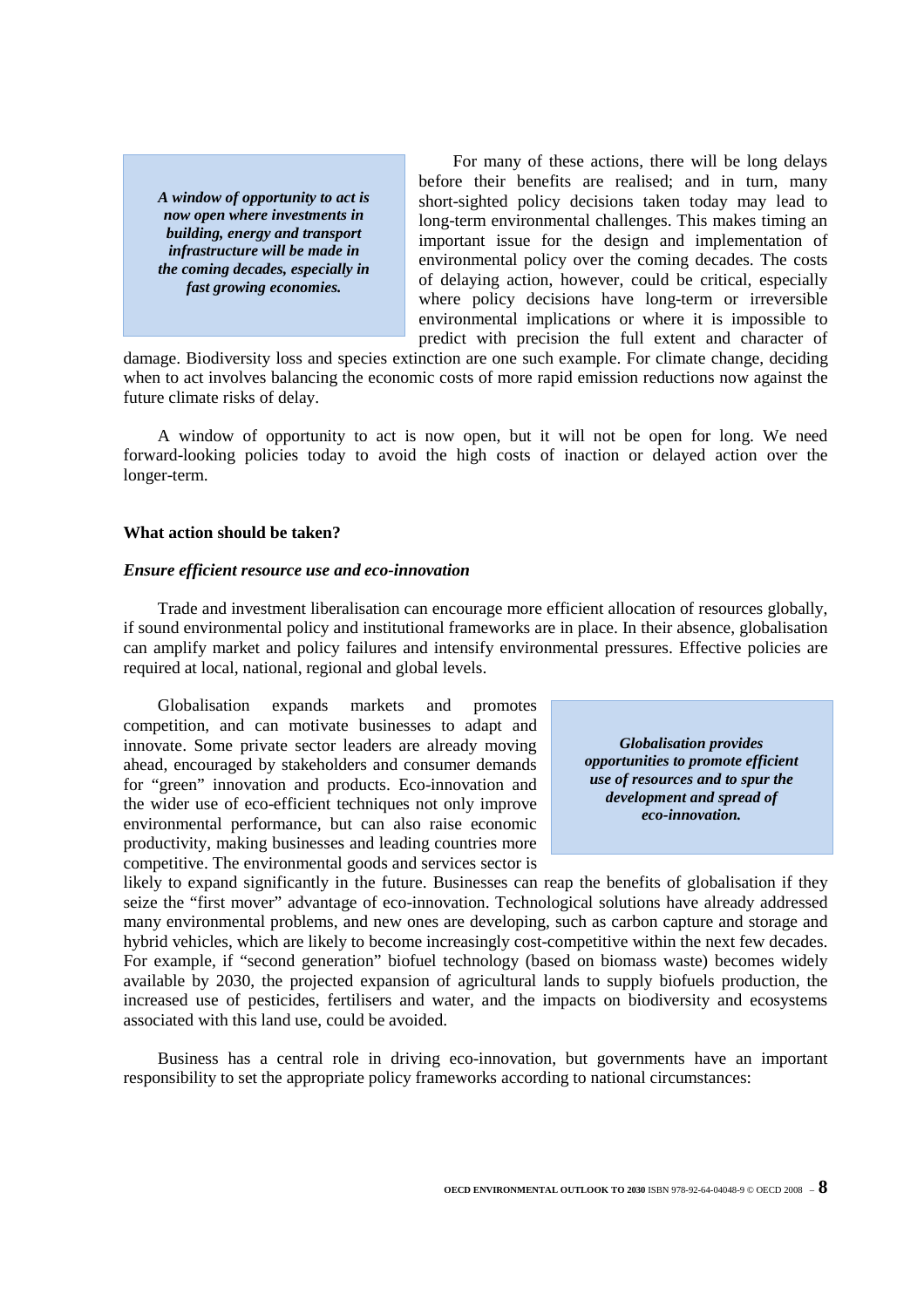*A window of opportunity to act is now open where investments in building, energy and transport infrastructure will be made in the coming decades, especially in fast growing economies.*

For many of these actions, there will be long delays before their benefits are realised; and in turn, many short-sighted policy decisions taken today may lead to long-term environmental challenges. This makes timing an important issue for the design and implementation of environmental policy over the coming decades. The costs of delaying action, however, could be critical, especially where policy decisions have long-term or irreversible environmental implications or where it is impossible to predict with precision the full extent and character of damage. Biodiversity loss and species extinction are one such example. For climate change, deciding when to act involves balancing the economic costs of more rapid emission reductions now against the future climate risks of delay.

A window of opportunity to act is now open, but it will not be open for long. We need forward-looking policies today to avoid the high costs of inaction or delayed action over the longer-term.

## What action should be taken?

### *Ensure efficient resource use and eco-innovation*

Trade and investment liberalisation can encourage more efficient allocation of resources globally, if sound environmental policy and institutional frameworks are in place. In their absence, globalisation can amplify market and policy failures and intensify environmental pressures. Effective policies are required at local, national, regional and global levels.

*Globalisation provides opportunities to promote efficient use of resources and to spur the development and spread of eco-innovation.*

Globalisation expands markets and promotes competition, and can motivate businesses to adapt and innovate. Some private sector leaders are already moving ahead, encouraged by stakeholders and consumer demands for "green" innovation and products. Eco-innovation and the wider use of eco-efficient techniques not only improve environmental performance, but can also raise economic productivity, making businesses and leading countries more competitive. The environmental goods and services sector is likely to expand significantly in the future. Businesses can reap the benefits of globalisation if they seize the "first mover" advantage of eco-innovation. Technological solutions have already addressed many environmental problems, and new ones are developing, such as carbon capture and storage and hybrid vehicles, which are likely to become increasingly cost-competitive within the next few decades. For example, if "second generation" biofuel technology (based on biomass waste) becomes widely available by 2030, the projected expansion of agricultural lands to supply biofuels production, the increased use of pesticides, fertilisers and water, and the impacts on biodiversity and ecosystems associated with this land use, could be avoided.

Business has a central role in driving eco-innovation, but governments have an important responsibility to set the appropriate policy frameworks according to national circumstances: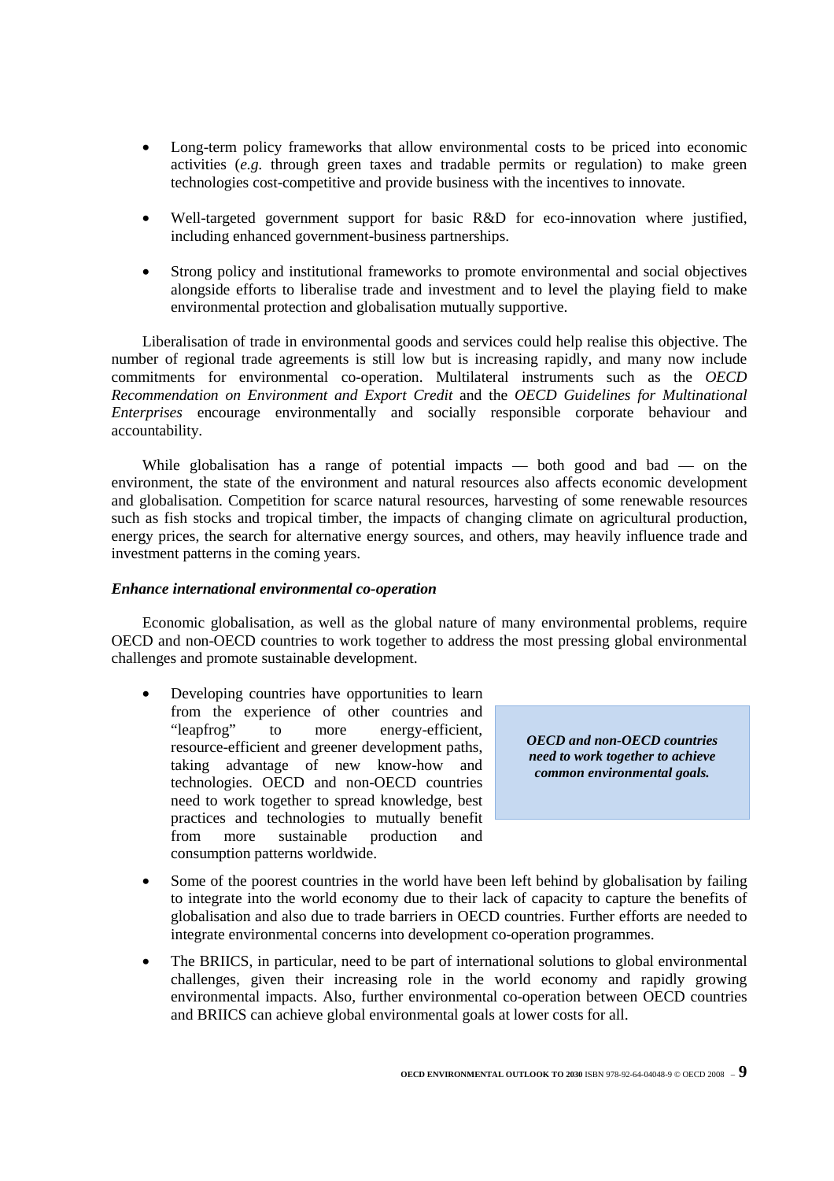- Long-term policy frameworks that allow environmental costs to be priced into economic activities (*e.g.* through green taxes and tradable permits or regulation) to make green technologies cost-competitive and provide business with the incentives to innovate.

- Well-targeted government support for basic R&D for eco-innovation where justified, including enhanced government-business partnerships.

- Strong policy and institutional frameworks to promote environmental and social objectives alongside efforts to liberalise trade and investment and to level the playing field to make environmental protection and globalisation mutually supportive.

Liberalisation of trade in environmental goods and services could help realise this objective. The number of regional trade agreements is still low but is increasing rapidly, and many now include commitments for environmental co-operation. Multilateral instruments such as the *OECD Recommendation on Environment and Export Credit* and the *OECD Guidelines for Multinational Enterprises* encourage environmentally and socially responsible corporate behaviour and accountability.

While globalisation has a range of potential impacts — both good and bad — on the environment, the state of the environment and natural resources also affects economic development and globalisation. Competition for scarce natural resources, harvesting of some renewable resources such as fish stocks and tropical timber, the impacts of changing climate on agricultural production, energy prices, the search for alternative energy sources, and others, may heavily influence trade and investment patterns in the coming years.

### *Enhance international environmental co-operation*

Economic globalisation, as well as the global nature of many environmental problems, require OECD and non-OECD countries to work together to address the most pressing global environmental challenges and promote sustainable development.

- Developing countries have opportunities to learn from the experience of other countries and "leapfrog" to more energy-efficient, resource-efficient and greener development paths, taking advantage of new know-how and technologies. OECD and non-OECD countries need to work together to spread knowledge, best practices and technologies to mutually benefit from more sustainable production and consumption patterns worldwide.

> ***OECD and non-OECD countries need to work together to achieve common environmental goals.***

- Some of the poorest countries in the world have been left behind by globalisation by failing to integrate into the world economy due to their lack of capacity to capture the benefits of globalisation and also due to trade barriers in OECD countries. Further efforts are needed to integrate environmental concerns into development co-operation programmes.

- The BRIICS, in particular, need to be part of international solutions to global environmental challenges, given their increasing role in the world economy and rapidly growing environmental impacts. Also, further environmental co-operation between OECD countries and BRIICS can achieve global environmental goals at lower costs for all.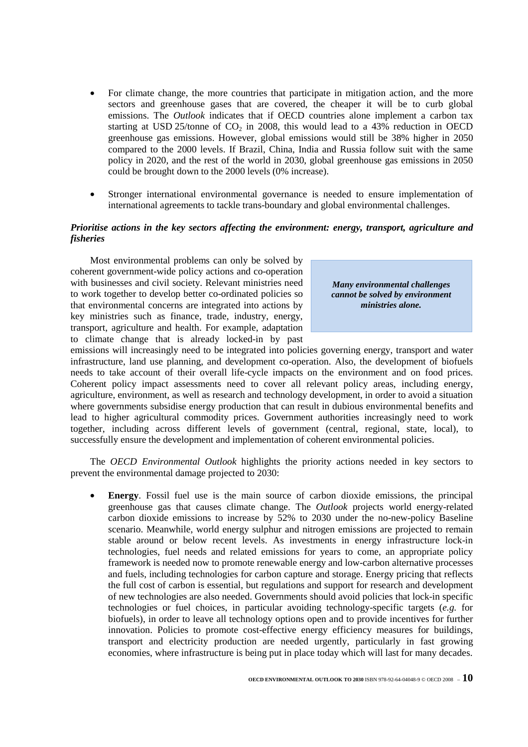- For climate change, the more countries that participate in mitigation action, and the more sectors and greenhouse gases that are covered, the cheaper it will be to curb global emissions. The *Outlook* indicates that if OECD countries alone implement a carbon tax starting at USD 25/tonne of $CO_2$ in 2008, this would lead to a 43% reduction in OECD greenhouse gas emissions. However, global emissions would still be 38% higher in 2050 compared to the 2000 levels. If Brazil, China, India and Russia follow suit with the same policy in 2020, and the rest of the world in 2030, global greenhouse gas emissions in 2050 could be brought down to the 2000 levels (0% increase).

- Stronger international environmental governance is needed to ensure implementation of international agreements to tackle trans-boundary and global environmental challenges.

***Prioritise actions in the key sectors affecting the environment: energy, transport, agriculture and fisheries***

> ***Many environmental challenges cannot be solved by environment ministries alone.***

Most environmental problems can only be solved by coherent government-wide policy actions and co-operation with businesses and civil society. Relevant ministries need to work together to develop better co-ordinated policies so that environmental concerns are integrated into actions by key ministries such as finance, trade, industry, energy, transport, agriculture and health. For example, adaptation to climate change that is already locked-in by past emissions will increasingly need to be integrated into policies governing energy, transport and water infrastructure, land use planning, and development co-operation. Also, the development of biofuels needs to take account of their overall life-cycle impacts on the environment and on food prices. Coherent policy impact assessments need to cover all relevant policy areas, including energy, agriculture, environment, as well as research and technology development, in order to avoid a situation where governments subsidise energy production that can result in dubious environmental benefits and lead to higher agricultural commodity prices. Government authorities increasingly need to work together, including across different levels of government (central, regional, state, local), to successfully ensure the development and implementation of coherent environmental policies.

The *OECD Environmental Outlook* highlights the priority actions needed in key sectors to prevent the environmental damage projected to 2030:

- **Energy**. Fossil fuel use is the main source of carbon dioxide emissions, the principal greenhouse gas that causes climate change. The *Outlook* projects world energy-related carbon dioxide emissions to increase by 52% to 2030 under the no-new-policy Baseline scenario. Meanwhile, world energy sulphur and nitrogen emissions are projected to remain stable around or below recent levels. As investments in energy infrastructure lock-in technologies, fuel needs and related emissions for years to come, an appropriate policy framework is needed now to promote renewable energy and low-carbon alternative processes and fuels, including technologies for carbon capture and storage. Energy pricing that reflects the full cost of carbon is essential, but regulations and support for research and development of new technologies are also needed. Governments should avoid policies that lock-in specific technologies or fuel choices, in particular avoiding technology-specific targets (*e.g.* for biofuels), in order to leave all technology options open and to provide incentives for further innovation. Policies to promote cost-effective energy efficiency measures for buildings, transport and electricity production are needed urgently, particularly in fast growing economies, where infrastructure is being put in place today which will last for many decades.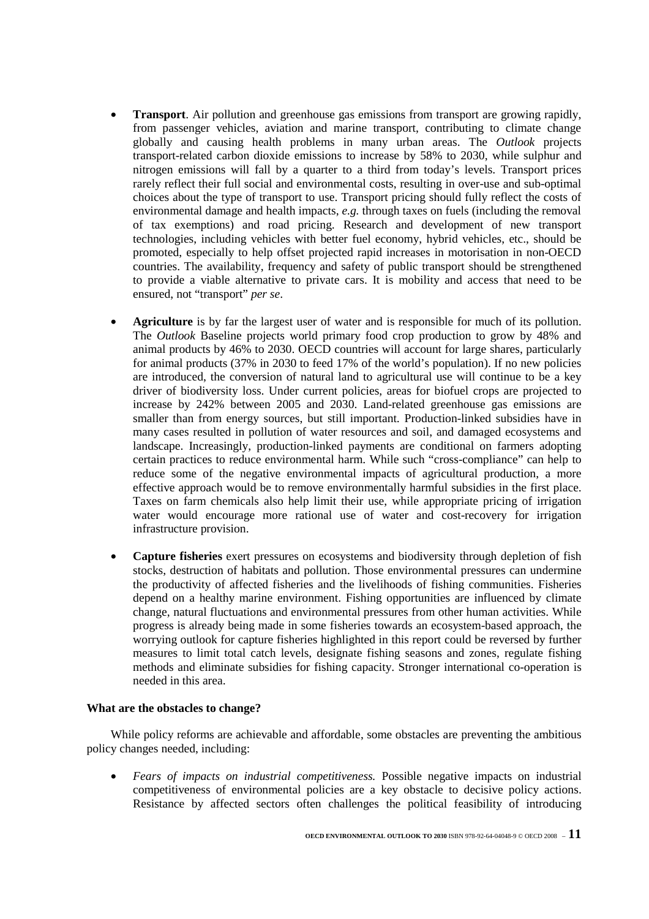- **Transport**. Air pollution and greenhouse gas emissions from transport are growing rapidly, from passenger vehicles, aviation and marine transport, contributing to climate change globally and causing health problems in many urban areas. The *Outlook* projects transport-related carbon dioxide emissions to increase by 58% to 2030, while sulphur and nitrogen emissions will fall by a quarter to a third from today's levels. Transport prices rarely reflect their full social and environmental costs, resulting in over-use and sub-optimal choices about the type of transport to use. Transport pricing should fully reflect the costs of environmental damage and health impacts, *e.g.* through taxes on fuels (including the removal of tax exemptions) and road pricing. Research and development of new transport technologies, including vehicles with better fuel economy, hybrid vehicles, etc., should be promoted, especially to help offset projected rapid increases in motorisation in non-OECD countries. The availability, frequency and safety of public transport should be strengthened to provide a viable alternative to private cars. It is mobility and access that need to be ensured, not "transport" *per se*.

- **Agriculture** is by far the largest user of water and is responsible for much of its pollution. The *Outlook* Baseline projects world primary food crop production to grow by 48% and animal products by 46% to 2030. OECD countries will account for large shares, particularly for animal products (37% in 2030 to feed 17% of the world's population). If no new policies are introduced, the conversion of natural land to agricultural use will continue to be a key driver of biodiversity loss. Under current policies, areas for biofuel crops are projected to increase by 242% between 2005 and 2030. Land-related greenhouse gas emissions are smaller than from energy sources, but still important. Production-linked subsidies have in many cases resulted in pollution of water resources and soil, and damaged ecosystems and landscape. Increasingly, production-linked payments are conditional on farmers adopting certain practices to reduce environmental harm. While such "cross-compliance" can help to reduce some of the negative environmental impacts of agricultural production, a more effective approach would be to remove environmentally harmful subsidies in the first place. Taxes on farm chemicals also help limit their use, while appropriate pricing of irrigation water would encourage more rational use of water and cost-recovery for irrigation infrastructure provision.

- **Capture fisheries** exert pressures on ecosystems and biodiversity through depletion of fish stocks, destruction of habitats and pollution. Those environmental pressures can undermine the productivity of affected fisheries and the livelihoods of fishing communities. Fisheries depend on a healthy marine environment. Fishing opportunities are influenced by climate change, natural fluctuations and environmental pressures from other human activities. While progress is already being made in some fisheries towards an ecosystem-based approach, the worrying outlook for capture fisheries highlighted in this report could be reversed by further measures to limit total catch levels, designate fishing seasons and zones, regulate fishing methods and eliminate subsidies for fishing capacity. Stronger international co-operation is needed in this area.

**What are the obstacles to change?**

While policy reforms are achievable and affordable, some obstacles are preventing the ambitious policy changes needed, including:

- *Fears of impacts on industrial competitiveness.* Possible negative impacts on industrial competitiveness of environmental policies are a key obstacle to decisive policy actions. Resistance by affected sectors often challenges the political feasibility of introducing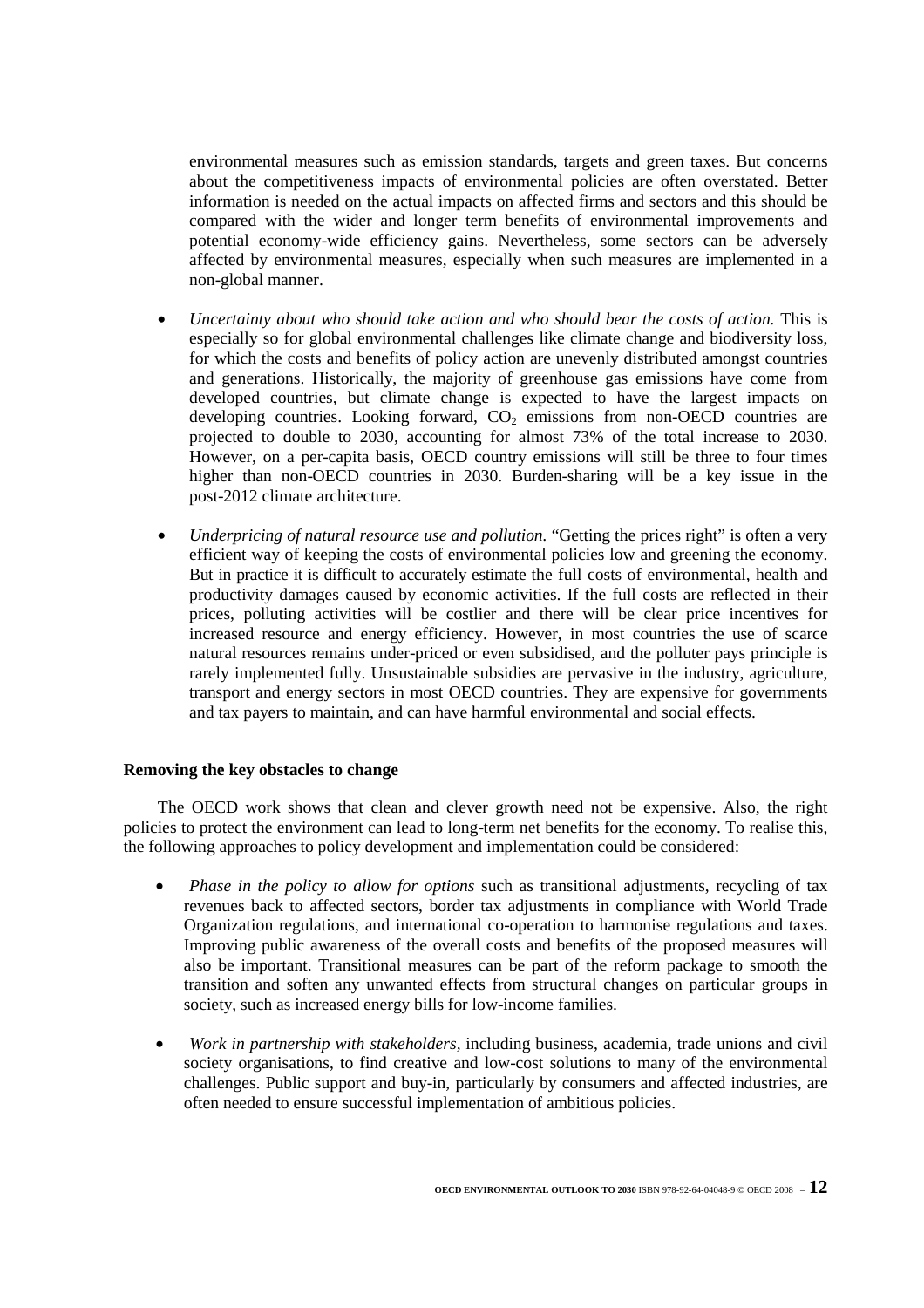environmental measures such as emission standards, targets and green taxes. But concerns about the competitiveness impacts of environmental policies are often overstated. Better information is needed on the actual impacts on affected firms and sectors and this should be compared with the wider and longer term benefits of environmental improvements and potential economy-wide efficiency gains. Nevertheless, some sectors can be adversely affected by environmental measures, especially when such measures are implemented in a non-global manner.

- *Uncertainty about who should take action and who should bear the costs of action.* This is especially so for global environmental challenges like climate change and biodiversity loss, for which the costs and benefits of policy action are unevenly distributed amongst countries and generations. Historically, the majority of greenhouse gas emissions have come from developed countries, but climate change is expected to have the largest impacts on developing countries. Looking forward, $CO_2$ emissions from non-OECD countries are projected to double to 2030, accounting for almost 73% of the total increase to 2030. However, on a per-capita basis, OECD country emissions will still be three to four times higher than non-OECD countries in 2030. Burden-sharing will be a key issue in the post-2012 climate architecture.

- *Underpricing of natural resource use and pollution.* "Getting the prices right" is often a very efficient way of keeping the costs of environmental policies low and greening the economy. But in practice it is difficult to accurately estimate the full costs of environmental, health and productivity damages caused by economic activities. If the full costs are reflected in their prices, polluting activities will be costlier and there will be clear price incentives for increased resource and energy efficiency. However, in most countries the use of scarce natural resources remains under-priced or even subsidised, and the polluter pays principle is rarely implemented fully. Unsustainable subsidies are pervasive in the industry, agriculture, transport and energy sectors in most OECD countries. They are expensive for governments and tax payers to maintain, and can have harmful environmental and social effects.

**Removing the key obstacles to change**

The OECD work shows that clean and clever growth need not be expensive. Also, the right policies to protect the environment can lead to long-term net benefits for the economy. To realise this, the following approaches to policy development and implementation could be considered:

- *Phase in the policy to allow for options* such as transitional adjustments, recycling of tax revenues back to affected sectors, border tax adjustments in compliance with World Trade Organization regulations, and international co-operation to harmonise regulations and taxes. Improving public awareness of the overall costs and benefits of the proposed measures will also be important. Transitional measures can be part of the reform package to smooth the transition and soften any unwanted effects from structural changes on particular groups in society, such as increased energy bills for low-income families.

- *Work in partnership with stakeholders,* including business, academia, trade unions and civil society organisations, to find creative and low-cost solutions to many of the environmental challenges. Public support and buy-in, particularly by consumers and affected industries, are often needed to ensure successful implementation of ambitious policies.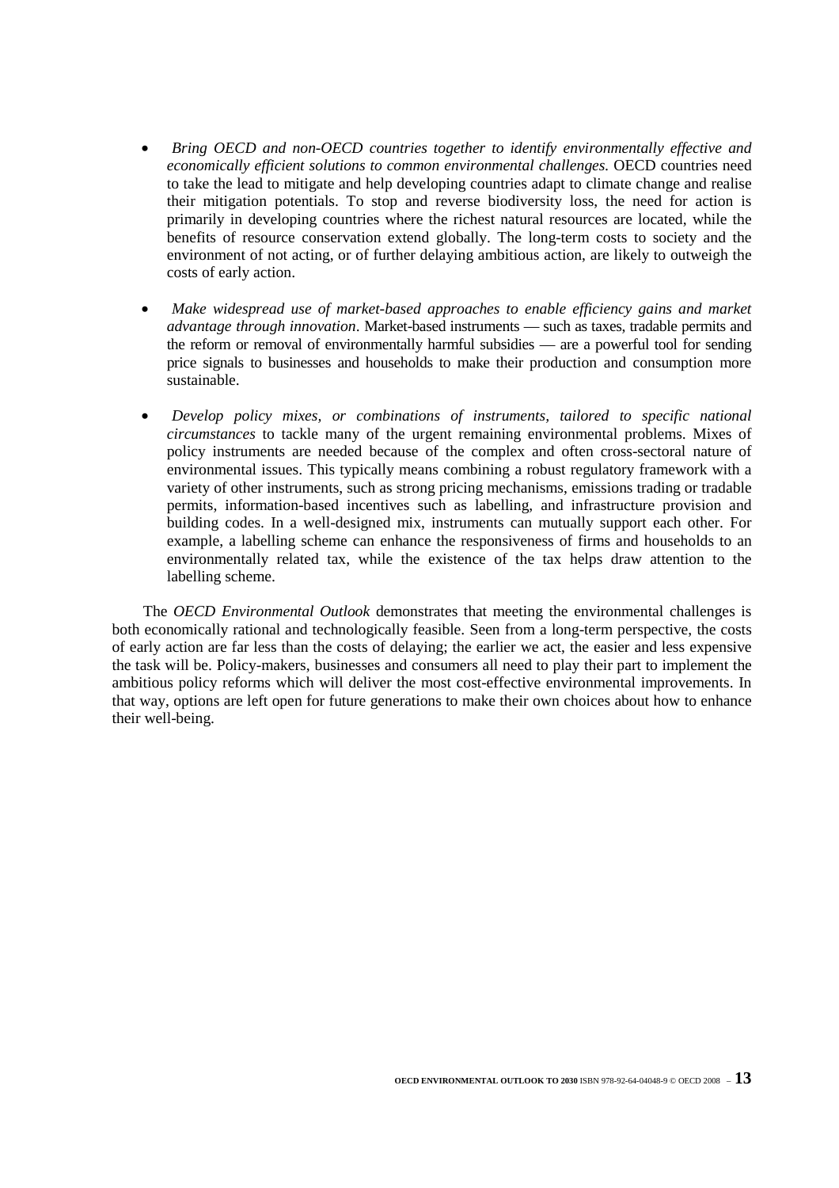- *Bring OECD and non-OECD countries together to identify environmentally effective and economically efficient solutions to common environmental challenges.* OECD countries need to take the lead to mitigate and help developing countries adapt to climate change and realise their mitigation potentials. To stop and reverse biodiversity loss, the need for action is primarily in developing countries where the richest natural resources are located, while the benefits of resource conservation extend globally. The long-term costs to society and the environment of not acting, or of further delaying ambitious action, are likely to outweigh the costs of early action.

- *Make widespread use of market-based approaches to enable efficiency gains and market advantage through innovation*. Market-based instruments — such as taxes, tradable permits and the reform or removal of environmentally harmful subsidies — are a powerful tool for sending price signals to businesses and households to make their production and consumption more sustainable.

- *Develop policy mixes, or combinations of instruments, tailored to specific national circumstances* to tackle many of the urgent remaining environmental problems. Mixes of policy instruments are needed because of the complex and often cross-sectoral nature of environmental issues. This typically means combining a robust regulatory framework with a variety of other instruments, such as strong pricing mechanisms, emissions trading or tradable permits, information-based incentives such as labelling, and infrastructure provision and building codes. In a well-designed mix, instruments can mutually support each other. For example, a labelling scheme can enhance the responsiveness of firms and households to an environmentally related tax, while the existence of the tax helps draw attention to the labelling scheme.

The *OECD Environmental Outlook* demonstrates that meeting the environmental challenges is both economically rational and technologically feasible. Seen from a long-term perspective, the costs of early action are far less than the costs of delaying; the earlier we act, the easier and less expensive the task will be. Policy-makers, businesses and consumers all need to play their part to implement the ambitious policy reforms which will deliver the most cost-effective environmental improvements. In that way, options are left open for future generations to make their own choices about how to enhance their well-being.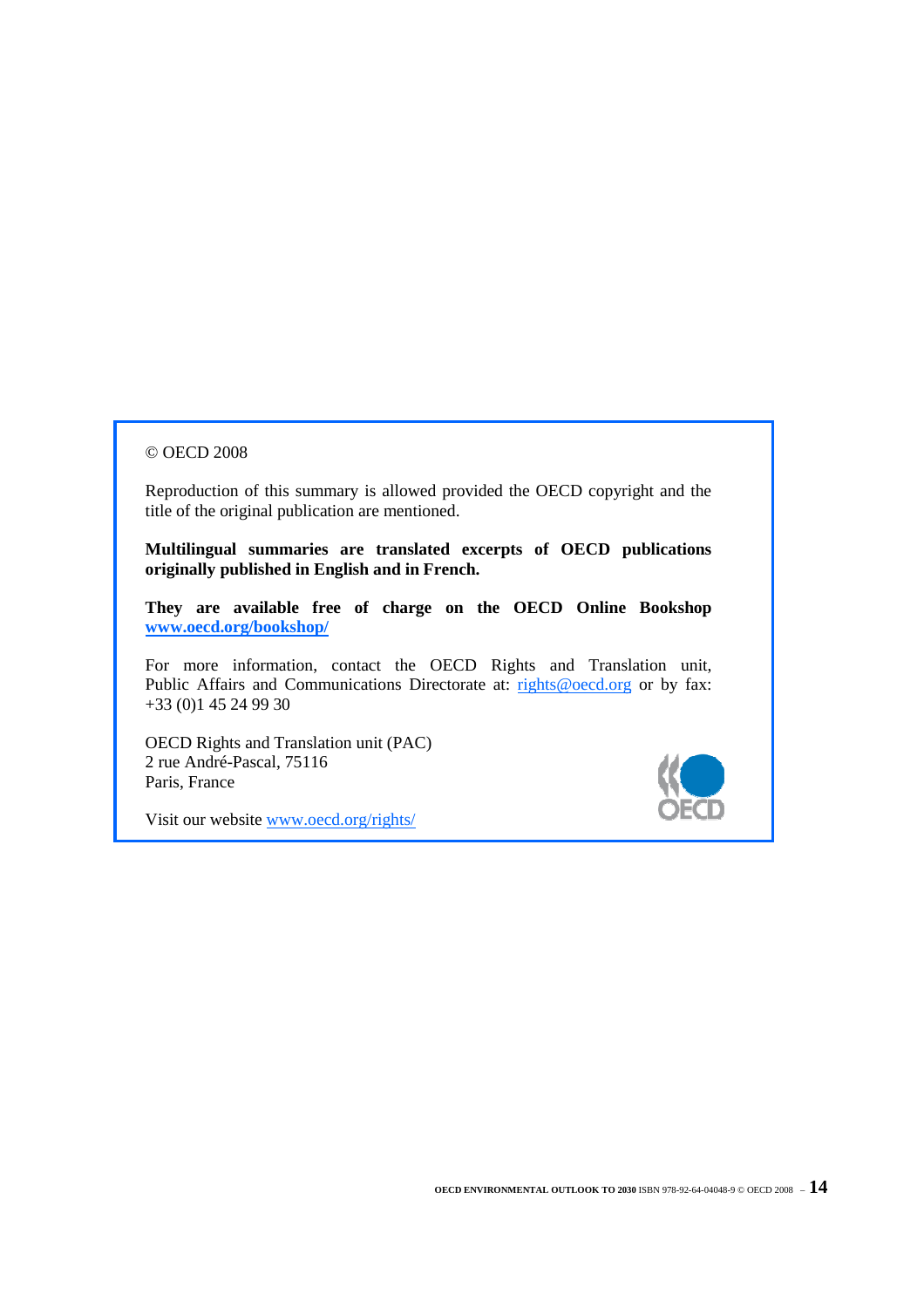© OECD 2008

Reproduction of this summary is allowed provided the OECD copyright and the title of the original publication are mentioned.

**Multilingual summaries are translated excerpts of OECD publications originally published in English and in French.**

**They are available free of charge on the OECD Online Bookshop www.oecd.org/bookshop/**

For more information, contact the OECD Rights and Translation unit, Public Affairs and Communications Directorate at: rights@oecd.org or by fax: +33 (0)1 45 24 99 30

OECD Rights and Translation unit (PAC)
2 rue André-Pascal, 75116
Paris, France

Visit our website www.oecd.org/rights/